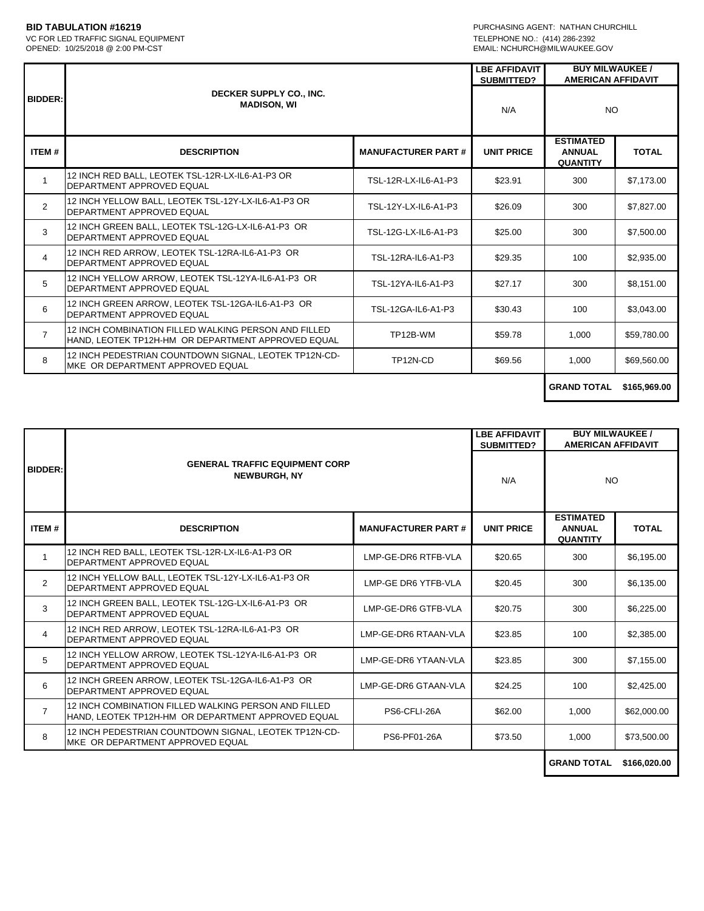**BID TABULATION #16219**
VC FOR LED TRAFFIC SIGNAL EQUIPMENT
OPENED: 10/25/2018 @ 2:00 PM-CST

PURCHASING AGENT: NATHAN CHURCHILL
TELEPHONE NO.: (414) 286-2392
EMAIL: NCHURCH@MILWAUKEE.GOV

| BIDDER: | DECKER SUPPLY CO., INC. MADISON, WI | | LBE AFFIDAVIT SUBMITTED? | BUY MILWAUKEE / AMERICAN AFFIDAVIT | |
|---|---|---|---|---|---|
| | | | N/A | NO | |
| **ITEM #** | **DESCRIPTION** | **MANUFACTURER PART #** | **UNIT PRICE** | **ESTIMATED ANNUAL QUANTITY** | **TOTAL** |
| 1 | 12 INCH RED BALL, LEOTEK TSL-12R-LX-IL6-A1-P3 OR DEPARTMENT APPROVED EQUAL | TSL-12R-LX-IL6-A1-P3 | $23.91 | 300 | $7,173.00 |
| 2 | 12 INCH YELLOW BALL, LEOTEK TSL-12Y-LX-IL6-A1-P3 OR DEPARTMENT APPROVED EQUAL | TSL-12Y-LX-IL6-A1-P3 | $26.09 | 300 | $7,827.00 |
| 3 | 12 INCH GREEN BALL, LEOTEK TSL-12G-LX-IL6-A1-P3 OR DEPARTMENT APPROVED EQUAL | TSL-12G-LX-IL6-A1-P3 | $25.00 | 300 | $7,500.00 |
| 4 | 12 INCH RED ARROW, LEOTEK TSL-12RA-IL6-A1-P3 OR DEPARTMENT APPROVED EQUAL | TSL-12RA-IL6-A1-P3 | $29.35 | 100 | $2,935.00 |
| 5 | 12 INCH YELLOW ARROW, LEOTEK TSL-12YA-IL6-A1-P3 OR DEPARTMENT APPROVED EQUAL | TSL-12YA-IL6-A1-P3 | $27.17 | 300 | $8,151.00 |
| 6 | 12 INCH GREEN ARROW, LEOTEK TSL-12GA-IL6-A1-P3 OR DEPARTMENT APPROVED EQUAL | TSL-12GA-IL6-A1-P3 | $30.43 | 100 | $3,043.00 |
| 7 | 12 INCH COMBINATION FILLED WALKING PERSON AND FILLED HAND, LEOTEK TP12H-HM OR DEPARTMENT APPROVED EQUAL | TP12B-WM | $59.78 | 1,000 | $59,780.00 |
| 8 | 12 INCH PEDESTRIAN COUNTDOWN SIGNAL, LEOTEK TP12N-CD-MKE OR DEPARTMENT APPROVED EQUAL | TP12N-CD | $69.56 | 1,000 | $69,560.00 |
| | | | | **GRAND TOTAL** | **$165,969.00** |

| BIDDER: | GENERAL TRAFFIC EQUIPMENT CORP NEWBURGH, NY | | LBE AFFIDAVIT SUBMITTED? | BUY MILWAUKEE / AMERICAN AFFIDAVIT | |
|---|---|---|---|---|---|
| | | | N/A | NO | |
| **ITEM #** | **DESCRIPTION** | **MANUFACTURER PART #** | **UNIT PRICE** | **ESTIMATED ANNUAL QUANTITY** | **TOTAL** |
| 1 | 12 INCH RED BALL, LEOTEK TSL-12R-LX-IL6-A1-P3 OR DEPARTMENT APPROVED EQUAL | LMP-GE-DR6 RTFB-VLA | $20.65 | 300 | $6,195.00 |
| 2 | 12 INCH YELLOW BALL, LEOTEK TSL-12Y-LX-IL6-A1-P3 OR DEPARTMENT APPROVED EQUAL | LMP-GE DR6 YTFB-VLA | $20.45 | 300 | $6,135.00 |
| 3 | 12 INCH GREEN BALL, LEOTEK TSL-12G-LX-IL6-A1-P3 OR DEPARTMENT APPROVED EQUAL | LMP-GE-DR6 GTFB-VLA | $20.75 | 300 | $6,225.00 |
| 4 | 12 INCH RED ARROW, LEOTEK TSL-12RA-IL6-A1-P3 OR DEPARTMENT APPROVED EQUAL | LMP-GE-DR6 RTAAN-VLA | $23.85 | 100 | $2,385.00 |
| 5 | 12 INCH YELLOW ARROW, LEOTEK TSL-12YA-IL6-A1-P3 OR DEPARTMENT APPROVED EQUAL | LMP-GE-DR6 YTAAN-VLA | $23.85 | 300 | $7,155.00 |
| 6 | 12 INCH GREEN ARROW, LEOTEK TSL-12GA-IL6-A1-P3 OR DEPARTMENT APPROVED EQUAL | LMP-GE-DR6 GTAAN-VLA | $24.25 | 100 | $2,425.00 |
| 7 | 12 INCH COMBINATION FILLED WALKING PERSON AND FILLED HAND, LEOTEK TP12H-HM OR DEPARTMENT APPROVED EQUAL | PS6-CFLI-26A | $62.00 | 1,000 | $62,000.00 |
| 8 | 12 INCH PEDESTRIAN COUNTDOWN SIGNAL, LEOTEK TP12N-CD-MKE OR DEPARTMENT APPROVED EQUAL | PS6-PF01-26A | $73.50 | 1,000 | $73,500.00 |
| | | | | **GRAND TOTAL** | **$166,020.00** |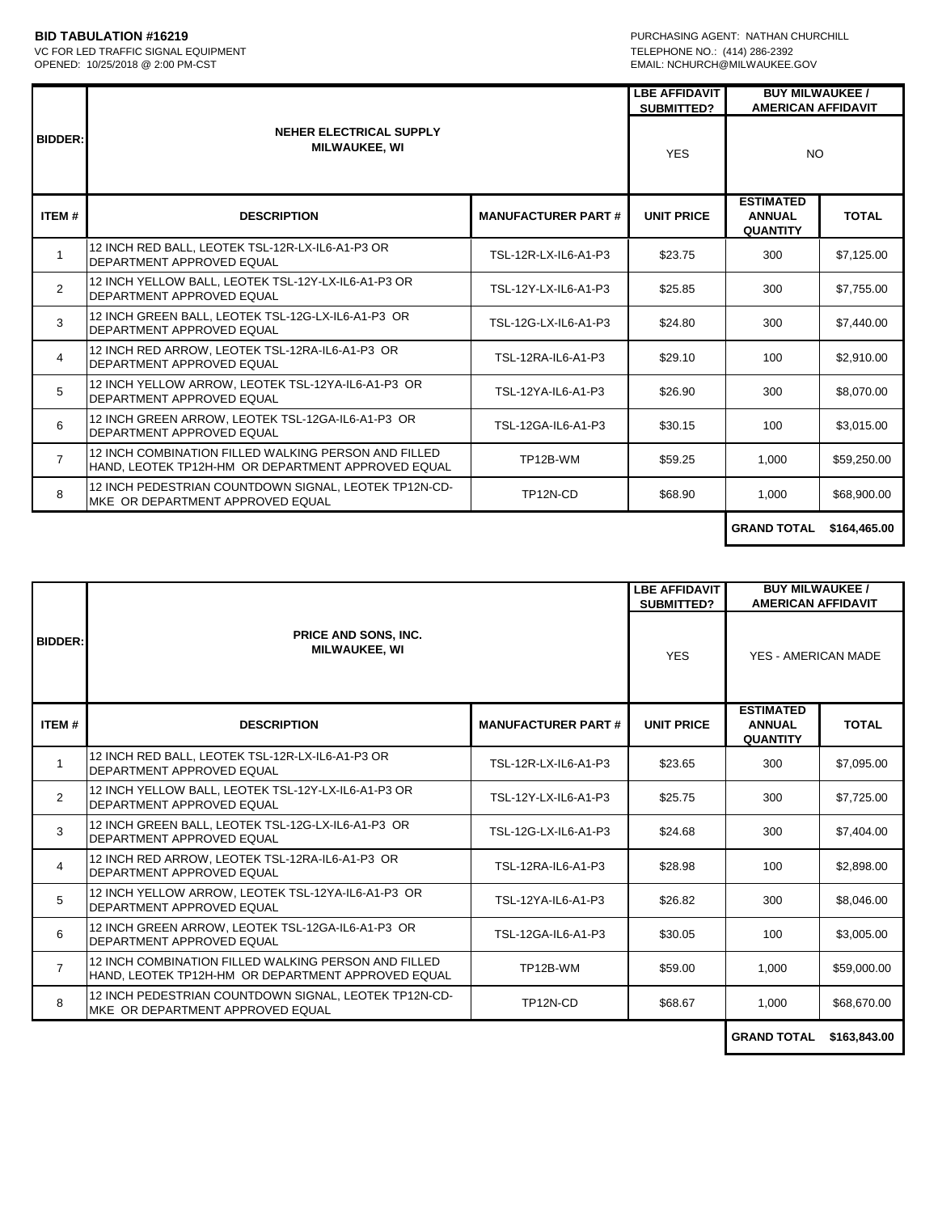**BID TABULATION #16219**
VC FOR LED TRAFFIC SIGNAL EQUIPMENT
OPENED: 10/25/2018 @ 2:00 PM-CST

PURCHASING AGENT: NATHAN CHURCHILL
TELEPHONE NO.: (414) 286-2392
EMAIL: NCHURCH@MILWAUKEE.GOV

| BIDDER: | NEHER ELECTRICAL SUPPLY MILWAUKEE, WI | | LBE AFFIDAVIT SUBMITTED? | BUY MILWAUKEE / AMERICAN AFFIDAVIT | |
|---|---|---|---|---|---|
| | | | YES | NO | |
| **ITEM #** | **DESCRIPTION** | **MANUFACTURER PART #** | **UNIT PRICE** | **ESTIMATED ANNUAL QUANTITY** | **TOTAL** |
| 1 | 12 INCH RED BALL, LEOTEK TSL-12R-LX-IL6-A1-P3 OR DEPARTMENT APPROVED EQUAL | TSL-12R-LX-IL6-A1-P3 | $23.75 | 300 | $7,125.00 |
| 2 | 12 INCH YELLOW BALL, LEOTEK TSL-12Y-LX-IL6-A1-P3 OR DEPARTMENT APPROVED EQUAL | TSL-12Y-LX-IL6-A1-P3 | $25.85 | 300 | $7,755.00 |
| 3 | 12 INCH GREEN BALL, LEOTEK TSL-12G-LX-IL6-A1-P3 OR DEPARTMENT APPROVED EQUAL | TSL-12G-LX-IL6-A1-P3 | $24.80 | 300 | $7,440.00 |
| 4 | 12 INCH RED ARROW, LEOTEK TSL-12RA-IL6-A1-P3 OR DEPARTMENT APPROVED EQUAL | TSL-12RA-IL6-A1-P3 | $29.10 | 100 | $2,910.00 |
| 5 | 12 INCH YELLOW ARROW, LEOTEK TSL-12YA-IL6-A1-P3 OR DEPARTMENT APPROVED EQUAL | TSL-12YA-IL6-A1-P3 | $26.90 | 300 | $8,070.00 |
| 6 | 12 INCH GREEN ARROW, LEOTEK TSL-12GA-IL6-A1-P3 OR DEPARTMENT APPROVED EQUAL | TSL-12GA-IL6-A1-P3 | $30.15 | 100 | $3,015.00 |
| 7 | 12 INCH COMBINATION FILLED WALKING PERSON AND FILLED HAND, LEOTEK TP12H-HM OR DEPARTMENT APPROVED EQUAL | TP12B-WM | $59.25 | 1,000 | $59,250.00 |
| 8 | 12 INCH PEDESTRIAN COUNTDOWN SIGNAL, LEOTEK TP12N-CD-MKE OR DEPARTMENT APPROVED EQUAL | TP12N-CD | $68.90 | 1,000 | $68,900.00 |
| | | | | **GRAND TOTAL** | **$164,465.00** |

| BIDDER: | PRICE AND SONS, INC. MILWAUKEE, WI | | LBE AFFIDAVIT SUBMITTED? | BUY MILWAUKEE / AMERICAN AFFIDAVIT | |
|---|---|---|---|---|---|
| | | | YES | YES - AMERICAN MADE | |
| **ITEM #** | **DESCRIPTION** | **MANUFACTURER PART #** | **UNIT PRICE** | **ESTIMATED ANNUAL QUANTITY** | **TOTAL** |
| 1 | 12 INCH RED BALL, LEOTEK TSL-12R-LX-IL6-A1-P3 OR DEPARTMENT APPROVED EQUAL | TSL-12R-LX-IL6-A1-P3 | $23.65 | 300 | $7,095.00 |
| 2 | 12 INCH YELLOW BALL, LEOTEK TSL-12Y-LX-IL6-A1-P3 OR DEPARTMENT APPROVED EQUAL | TSL-12Y-LX-IL6-A1-P3 | $25.75 | 300 | $7,725.00 |
| 3 | 12 INCH GREEN BALL, LEOTEK TSL-12G-LX-IL6-A1-P3 OR DEPARTMENT APPROVED EQUAL | TSL-12G-LX-IL6-A1-P3 | $24.68 | 300 | $7,404.00 |
| 4 | 12 INCH RED ARROW, LEOTEK TSL-12RA-IL6-A1-P3 OR DEPARTMENT APPROVED EQUAL | TSL-12RA-IL6-A1-P3 | $28.98 | 100 | $2,898.00 |
| 5 | 12 INCH YELLOW ARROW, LEOTEK TSL-12YA-IL6-A1-P3 OR DEPARTMENT APPROVED EQUAL | TSL-12YA-IL6-A1-P3 | $26.82 | 300 | $8,046.00 |
| 6 | 12 INCH GREEN ARROW, LEOTEK TSL-12GA-IL6-A1-P3 OR DEPARTMENT APPROVED EQUAL | TSL-12GA-IL6-A1-P3 | $30.05 | 100 | $3,005.00 |
| 7 | 12 INCH COMBINATION FILLED WALKING PERSON AND FILLED HAND, LEOTEK TP12H-HM OR DEPARTMENT APPROVED EQUAL | TP12B-WM | $59.00 | 1,000 | $59,000.00 |
| 8 | 12 INCH PEDESTRIAN COUNTDOWN SIGNAL, LEOTEK TP12N-CD-MKE OR DEPARTMENT APPROVED EQUAL | TP12N-CD | $68.67 | 1,000 | $68,670.00 |
| | | | | **GRAND TOTAL** | **$163,843.00** |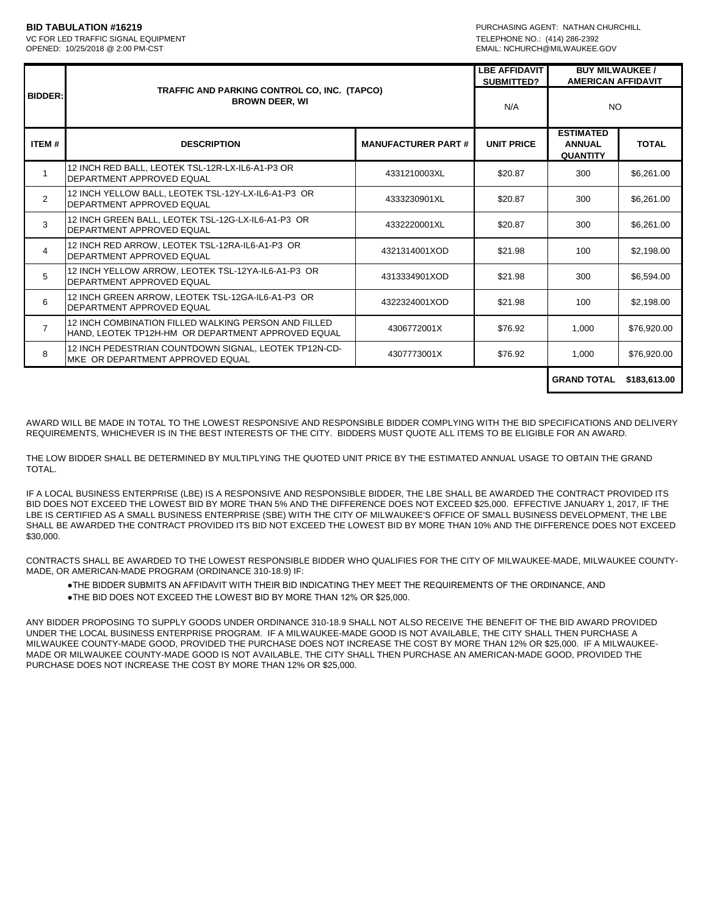**BID TABULATION #16219**
VC FOR LED TRAFFIC SIGNAL EQUIPMENT
OPENED: 10/25/2018 @ 2:00 PM-CST

PURCHASING AGENT: NATHAN CHURCHILL
TELEPHONE NO.: (414) 286-2392
EMAIL: NCHURCH@MILWAUKEE.GOV

| BIDDER: | TRAFFIC AND PARKING CONTROL CO, INC. (TAPCO) BROWN DEER, WI | | LBE AFFIDAVIT SUBMITTED? | BUY MILWAUKEE / AMERICAN AFFIDAVIT | |
|---|---|---|---|---|---|
| | | | N/A | NO | |
| **ITEM #** | **DESCRIPTION** | **MANUFACTURER PART #** | **UNIT PRICE** | **ESTIMATED ANNUAL QUANTITY** | **TOTAL** |
| 1 | 12 INCH RED BALL, LEOTEK TSL-12R-LX-IL6-A1-P3 OR DEPARTMENT APPROVED EQUAL | 4331210003XL | $20.87 | 300 | $6,261.00 |
| 2 | 12 INCH YELLOW BALL, LEOTEK TSL-12Y-LX-IL6-A1-P3 OR DEPARTMENT APPROVED EQUAL | 4333230901XL | $20.87 | 300 | $6,261.00 |
| 3 | 12 INCH GREEN BALL, LEOTEK TSL-12G-LX-IL6-A1-P3 OR DEPARTMENT APPROVED EQUAL | 4332220001XL | $20.87 | 300 | $6,261.00 |
| 4 | 12 INCH RED ARROW, LEOTEK TSL-12RA-IL6-A1-P3 OR DEPARTMENT APPROVED EQUAL | 4321314001XOD | $21.98 | 100 | $2,198.00 |
| 5 | 12 INCH YELLOW ARROW, LEOTEK TSL-12YA-IL6-A1-P3 OR DEPARTMENT APPROVED EQUAL | 4313334901XOD | $21.98 | 300 | $6,594.00 |
| 6 | 12 INCH GREEN ARROW, LEOTEK TSL-12GA-IL6-A1-P3 OR DEPARTMENT APPROVED EQUAL | 4322324001XOD | $21.98 | 100 | $2,198.00 |
| 7 | 12 INCH COMBINATION FILLED WALKING PERSON AND FILLED HAND, LEOTEK TP12H-HM OR DEPARTMENT APPROVED EQUAL | 4306772001X | $76.92 | 1,000 | $76,920.00 |
| 8 | 12 INCH PEDESTRIAN COUNTDOWN SIGNAL, LEOTEK TP12N-CD-MKE OR DEPARTMENT APPROVED EQUAL | 4307773001X | $76.92 | 1,000 | $76,920.00 |
| | | | | **GRAND TOTAL** | **$183,613.00** |

AWARD WILL BE MADE IN TOTAL TO THE LOWEST RESPONSIVE AND RESPONSIBLE BIDDER COMPLYING WITH THE BID SPECIFICATIONS AND DELIVERY REQUIREMENTS, WHICHEVER IS IN THE BEST INTERESTS OF THE CITY. BIDDERS MUST QUOTE ALL ITEMS TO BE ELIGIBLE FOR AN AWARD.

THE LOW BIDDER SHALL BE DETERMINED BY MULTIPLYING THE QUOTED UNIT PRICE BY THE ESTIMATED ANNUAL USAGE TO OBTAIN THE GRAND TOTAL.

IF A LOCAL BUSINESS ENTERPRISE (LBE) IS A RESPONSIVE AND RESPONSIBLE BIDDER, THE LBE SHALL BE AWARDED THE CONTRACT PROVIDED ITS BID DOES NOT EXCEED THE LOWEST BID BY MORE THAN 5% AND THE DIFFERENCE DOES NOT EXCEED $25,000. EFFECTIVE JANUARY 1, 2017, IF THE LBE IS CERTIFIED AS A SMALL BUSINESS ENTERPRISE (SBE) WITH THE CITY OF MILWAUKEE'S OFFICE OF SMALL BUSINESS DEVELOPMENT, THE LBE SHALL BE AWARDED THE CONTRACT PROVIDED ITS BID NOT EXCEED THE LOWEST BID BY MORE THAN 10% AND THE DIFFERENCE DOES NOT EXCEED $30,000.

CONTRACTS SHALL BE AWARDED TO THE LOWEST RESPONSIBLE BIDDER WHO QUALIFIES FOR THE CITY OF MILWAUKEE-MADE, MILWAUKEE COUNTY-MADE, OR AMERICAN-MADE PROGRAM (ORDINANCE 310-18.9) IF:

- THE BIDDER SUBMITS AN AFFIDAVIT WITH THEIR BID INDICATING THEY MEET THE REQUIREMENTS OF THE ORDINANCE, AND
- THE BID DOES NOT EXCEED THE LOWEST BID BY MORE THAN 12% OR $25,000.

ANY BIDDER PROPOSING TO SUPPLY GOODS UNDER ORDINANCE 310-18.9 SHALL NOT ALSO RECEIVE THE BENEFIT OF THE BID AWARD PROVIDED UNDER THE LOCAL BUSINESS ENTERPRISE PROGRAM. IF A MILWAUKEE-MADE GOOD IS NOT AVAILABLE, THE CITY SHALL THEN PURCHASE A MILWAUKEE COUNTY-MADE GOOD, PROVIDED THE PURCHASE DOES NOT INCREASE THE COST BY MORE THAN 12% OR $25,000. IF A MILWAUKEE-MADE OR MILWAUKEE COUNTY-MADE GOOD IS NOT AVAILABLE, THE CITY SHALL THEN PURCHASE AN AMERICAN-MADE GOOD, PROVIDED THE PURCHASE DOES NOT INCREASE THE COST BY MORE THAN 12% OR $25,000.